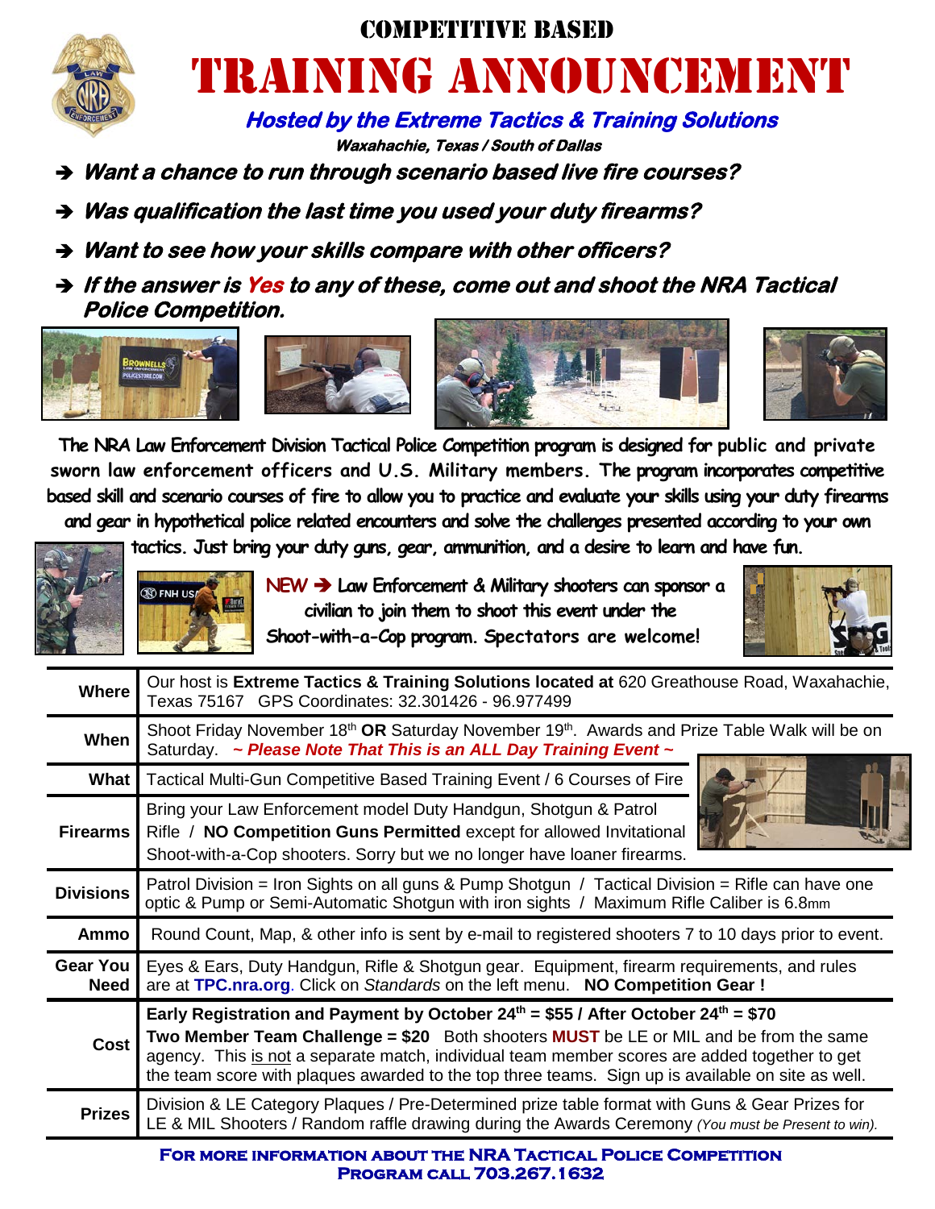# COMPETITIVE BASED

# TRAINING ANNOUNCEMENT

***Hosted by the Extreme Tactics & Training Solutions***

***Waxahachie, Texas / South of Dallas***

- ***Want a chance to run through scenario based live fire courses?***
- ***Was qualification the last time you used your duty firearms?***
- ***Want to see how your skills compare with other officers?***
- ***If the answer is Yes to any of these, come out and shoot the NRA Tactical Police Competition.***

The NRA Law Enforcement Division Tactical Police Competition program is designed for public and private sworn law enforcement officers and U.S. Military members. The program incorporates competitive based skill and scenario courses of fire to allow you to practice and evaluate your skills using your duty firearms and gear in hypothetical police related encounters and solve the challenges presented according to your own tactics. Just bring your duty guns, gear, ammunition, and a desire to learn and have fun.

NEW ➔ Law Enforcement & Military shooters can sponsor a civilian to join them to shoot this event under the Shoot-with-a-Cop program. Spectators are welcome!

| | |
|---|---|
| **Where** | Our host is **Extreme Tactics & Training Solutions located at** 620 Greathouse Road, Waxahachie, Texas 75167 GPS Coordinates: 32.301426 - 96.977499 |
| **When** | Shoot Friday November 18th **OR** Saturday November 19th. Awards and Prize Table Walk will be on Saturday. ***~ Please Note That This is an ALL Day Training Event ~*** |
| **What** | Tactical Multi-Gun Competitive Based Training Event / 6 Courses of Fire |
| **Firearms** | Bring your Law Enforcement model Duty Handgun, Shotgun & Patrol Rifle / **NO Competition Guns Permitted** except for allowed Invitational Shoot-with-a-Cop shooters. Sorry but we no longer have loaner firearms. |
| **Divisions** | Patrol Division = Iron Sights on all guns & Pump Shotgun / Tactical Division = Rifle can have one optic & Pump or Semi-Automatic Shotgun with iron sights / Maximum Rifle Caliber is 6.8mm |
| **Ammo** | Round Count, Map, & other info is sent by e-mail to registered shooters 7 to 10 days prior to event. |
| **Gear You Need** | Eyes & Ears, Duty Handgun, Rifle & Shotgun gear. Equipment, firearm requirements, and rules are at **TPC.nra.org**. Click on *Standards* on the left menu. **NO Competition Gear !** |
| **Cost** | **Early Registration and Payment by October 24th = $55 / After October 24th = $70**<br>**Two Member Team Challenge = $20** Both shooters **MUST** be LE or MIL and be from the same agency. This is not a separate match, individual team member scores are added together to get the team score with plaques awarded to the top three teams. Sign up is available on site as well. |
| **Prizes** | Division & LE Category Plaques / Pre-Determined prize table format with Guns & Gear Prizes for LE & MIL Shooters / Random raffle drawing during the Awards Ceremony *(You must be Present to win).* |

**FOR MORE INFORMATION ABOUT THE NRA TACTICAL POLICE COMPETITION PROGRAM CALL 703.267.1632**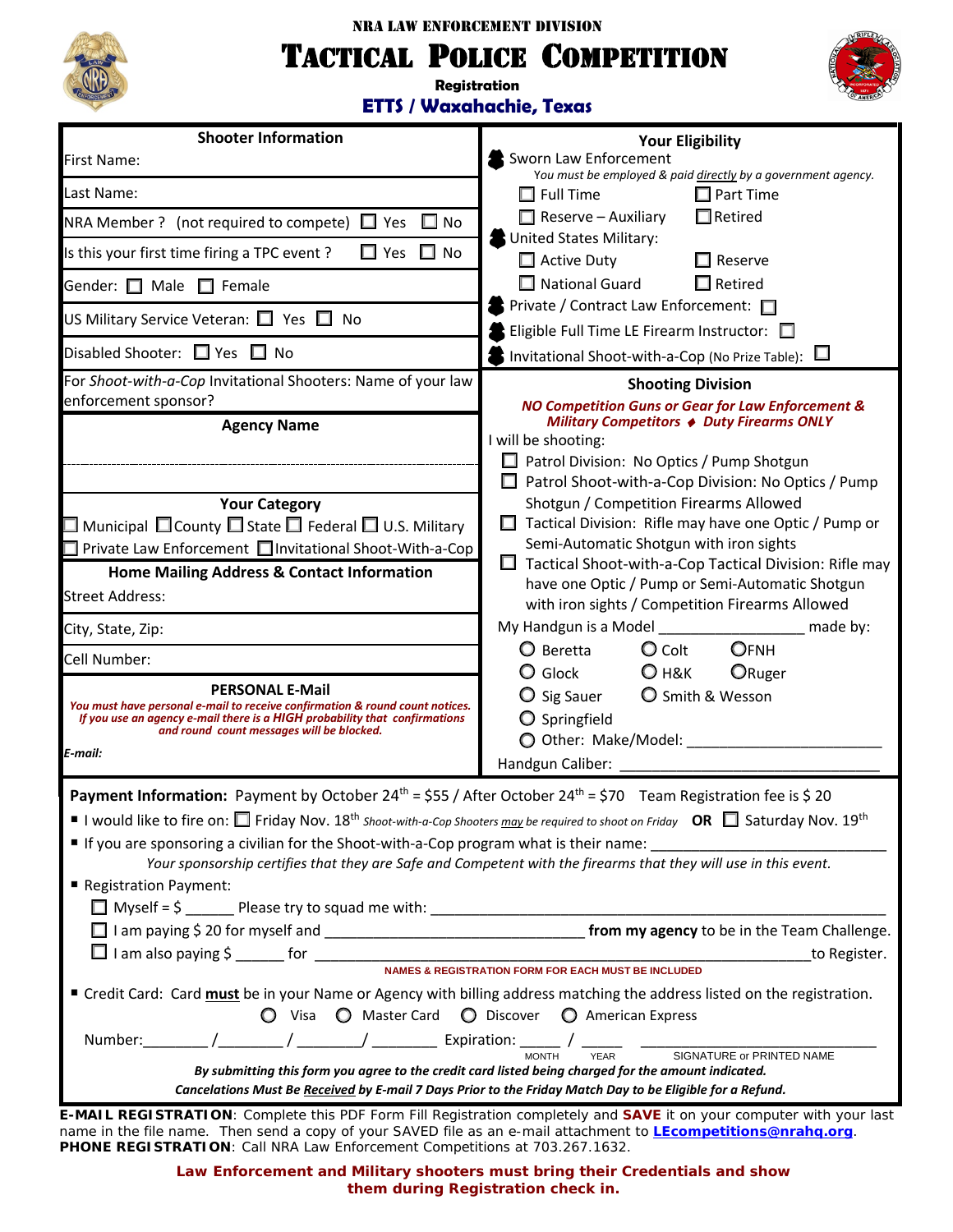NRA LAW ENFORCEMENT DIVISION

# TACTICAL POLICE COMPETITION

**Registration**

**ETTS / Waxahachie, Texas**

## Shooter Information

First Name:

Last Name:

NRA Member ? (not required to compete) ☐ Yes ☐ No

Is this your first time firing a TPC event ? ☐ Yes ☐ No

Gender: ☐ Male ☐ Female

US Military Service Veteran: ☐ Yes ☐ No

Disabled Shooter: ☐ Yes ☐ No

For *Shoot-with-a-Cop* Invitational Shooters: Name of your law enforcement sponsor?

**Agency Name**

**Your Category**

☐ Municipal ☐ County ☐ State ☐ Federal ☐ U.S. Military ☐ Private Law Enforcement ☐ Invitational Shoot-With-a-Cop

**Home Mailing Address & Contact Information**

Street Address:

City, State, Zip:

Cell Number:

**PERSONAL E-Mail**

***You must have personal e-mail to receive confirmation & round count notices. If you use an agency e-mail there is a HIGH probability that confirmations and round count messages will be blocked.***

***E-mail:***

## Your Eligibility

Sworn Law Enforcement

*You must be employed & paid directly by a government agency.*

☐ Full Time ☐ Part Time

☐ Reserve – Auxiliary ☐ Retired

United States Military:

☐ Active Duty ☐ Reserve

☐ National Guard ☐ Retired

Private / Contract Law Enforcement: ☐

Eligible Full Time LE Firearm Instructor: ☐

Invitational Shoot-with-a-Cop (No Prize Table): ☐

## Shooting Division

***NO Competition Guns or Gear for Law Enforcement & Military Competitors ♦ Duty Firearms ONLY***

I will be shooting:

☐ Patrol Division: No Optics / Pump Shotgun

☐ Patrol Shoot-with-a-Cop Division: No Optics / Pump Shotgun / Competition Firearms Allowed

☐ Tactical Division: Rifle may have one Optic / Pump or Semi-Automatic Shotgun with iron sights

☐ Tactical Shoot-with-a-Cop Tactical Division: Rifle may have one Optic / Pump or Semi-Automatic Shotgun with iron sights / Competition Firearms Allowed

My Handgun is a Model ________________ made by:

○ Beretta ○ Colt ○ FNH

○ Glock ○ H&K ○ Ruger

○ Sig Sauer ○ Smith & Wesson

○ Springfield

○ Other: Make/Model: ____________________

Handgun Caliber: ____________________________

**Payment Information:** Payment by October 24th = $55 / After October 24th = $70 Team Registration fee is $ 20

- I would like to fire on: ☐ Friday Nov. 18th *Shoot-with-a-Cop Shooters may be required to shoot on Friday* **OR** ☐ Saturday Nov. 19th
- If you are sponsoring a civilian for the Shoot-with-a-Cop program what is their name: ____________________

  *Your sponsorship certifies that they are Safe and Competent with the firearms that they will use in this event.*
- Registration Payment:

  ☐ Myself = $ ______ Please try to squad me with: ______________________________

  ☐ I am paying $ 20 for myself and ____________________ **from my agency** to be in the Team Challenge.

  ☐ I am also paying $ ______ for ______________________________ to Register.

  **NAMES & REGISTRATION FORM FOR EACH MUST BE INCLUDED**
- Credit Card: Card **must** be in your Name or Agency with billing address matching the address listed on the registration.

  ○ Visa ○ Master Card ○ Discover ○ American Express

  Number:________ /________ / ________/ ________ Expiration: _____ / _____ (MONTH / YEAR) ____________________ SIGNATURE or PRINTED NAME

***By submitting this form you agree to the credit card listed being charged for the amount indicated.***

***Cancelations Must Be Received by E-mail 7 Days Prior to the Friday Match Day to be Eligible for a Refund.***

**E-MAIL REGISTRATION**: Complete this PDF Form Fill Registration completely and **SAVE** it on your computer with your last name in the file name. Then send a copy of your SAVED file as an e-mail attachment to **LEcompetitions@nrahq.org**.

**PHONE REGISTRATION**: Call NRA Law Enforcement Competitions at 703.267.1632.

**Law Enforcement and Military shooters must bring their Credentials and show them during Registration check in.**